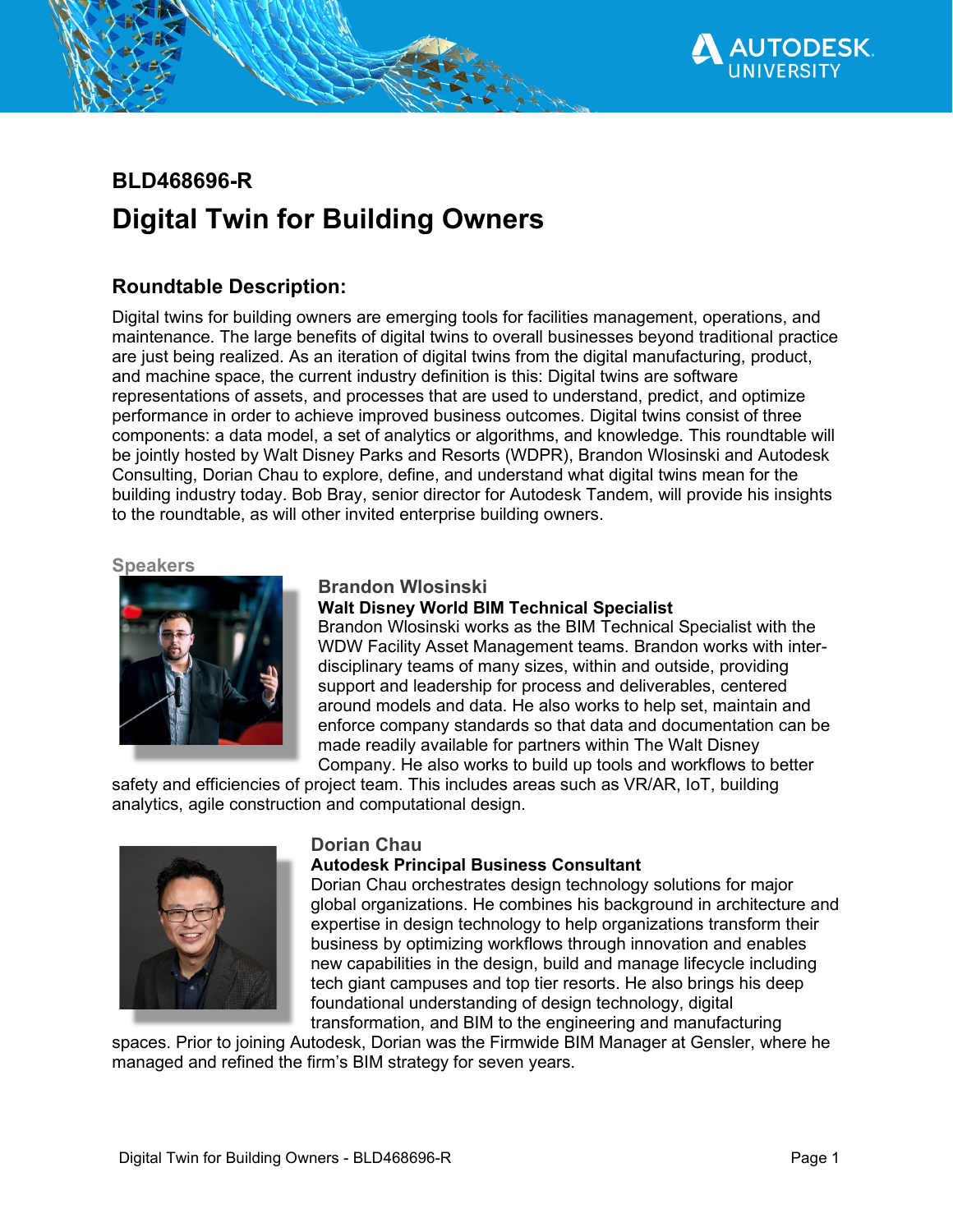# BLD468696-R

# Digital Twin for Building Owners

## Roundtable Description:

Digital twins for building owners are emerging tools for facilities management, operations, and maintenance. The large benefits of digital twins to overall businesses beyond traditional practice are just being realized. As an iteration of digital twins from the digital manufacturing, product, and machine space, the current industry definition is this: Digital twins are software representations of assets, and processes that are used to understand, predict, and optimize performance in order to achieve improved business outcomes. Digital twins consist of three components: a data model, a set of analytics or algorithms, and knowledge. This roundtable will be jointly hosted by Walt Disney Parks and Resorts (WDPR), Brandon Wlosinski and Autodesk Consulting, Dorian Chau to explore, define, and understand what digital twins mean for the building industry today. Bob Bray, senior director for Autodesk Tandem, will provide his insights to the roundtable, as will other invited enterprise building owners.

### Speakers

**Brandon Wlosinski**

**Walt Disney World BIM Technical Specialist**

Brandon Wlosinski works as the BIM Technical Specialist with the WDW Facility Asset Management teams. Brandon works with inter-disciplinary teams of many sizes, within and outside, providing support and leadership for process and deliverables, centered around models and data. He also works to help set, maintain and enforce company standards so that data and documentation can be made readily available for partners within The Walt Disney Company. He also works to build up tools and workflows to better safety and efficiencies of project team. This includes areas such as VR/AR, IoT, building analytics, agile construction and computational design.

**Dorian Chau**

**Autodesk Principal Business Consultant**

Dorian Chau orchestrates design technology solutions for major global organizations. He combines his background in architecture and expertise in design technology to help organizations transform their business by optimizing workflows through innovation and enables new capabilities in the design, build and manage lifecycle including tech giant campuses and top tier resorts. He also brings his deep foundational understanding of design technology, digital transformation, and BIM to the engineering and manufacturing spaces. Prior to joining Autodesk, Dorian was the Firmwide BIM Manager at Gensler, where he managed and refined the firm's BIM strategy for seven years.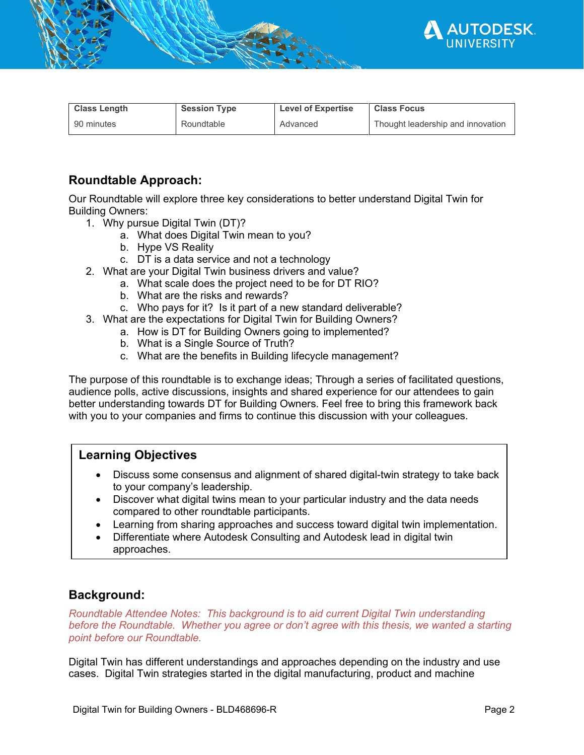| Class Length | Session Type | Level of Expertise | Class Focus |
| --- | --- | --- | --- |
| 90 minutes | Roundtable | Advanced | Thought leadership and innovation |

## Roundtable Approach:

Our Roundtable will explore three key considerations to better understand Digital Twin for Building Owners:

1. Why pursue Digital Twin (DT)?
   a. What does Digital Twin mean to you?
   b. Hype VS Reality
   c. DT is a data service and not a technology
2. What are your Digital Twin business drivers and value?
   a. What scale does the project need to be for DT RIO?
   b. What are the risks and rewards?
   c. Who pays for it? Is it part of a new standard deliverable?
3. What are the expectations for Digital Twin for Building Owners?
   a. How is DT for Building Owners going to implemented?
   b. What is a Single Source of Truth?
   c. What are the benefits in Building lifecycle management?

The purpose of this roundtable is to exchange ideas; Through a series of facilitated questions, audience polls, active discussions, insights and shared experience for our attendees to gain better understanding towards DT for Building Owners. Feel free to bring this framework back with you to your companies and firms to continue this discussion with your colleagues.

### Learning Objectives

- Discuss some consensus and alignment of shared digital-twin strategy to take back to your company's leadership.
- Discover what digital twins mean to your particular industry and the data needs compared to other roundtable participants.
- Learning from sharing approaches and success toward digital twin implementation.
- Differentiate where Autodesk Consulting and Autodesk lead in digital twin approaches.

## Background:

*Roundtable Attendee Notes: This background is to aid current Digital Twin understanding before the Roundtable. Whether you agree or don't agree with this thesis, we wanted a starting point before our Roundtable.*

Digital Twin has different understandings and approaches depending on the industry and use cases. Digital Twin strategies started in the digital manufacturing, product and machine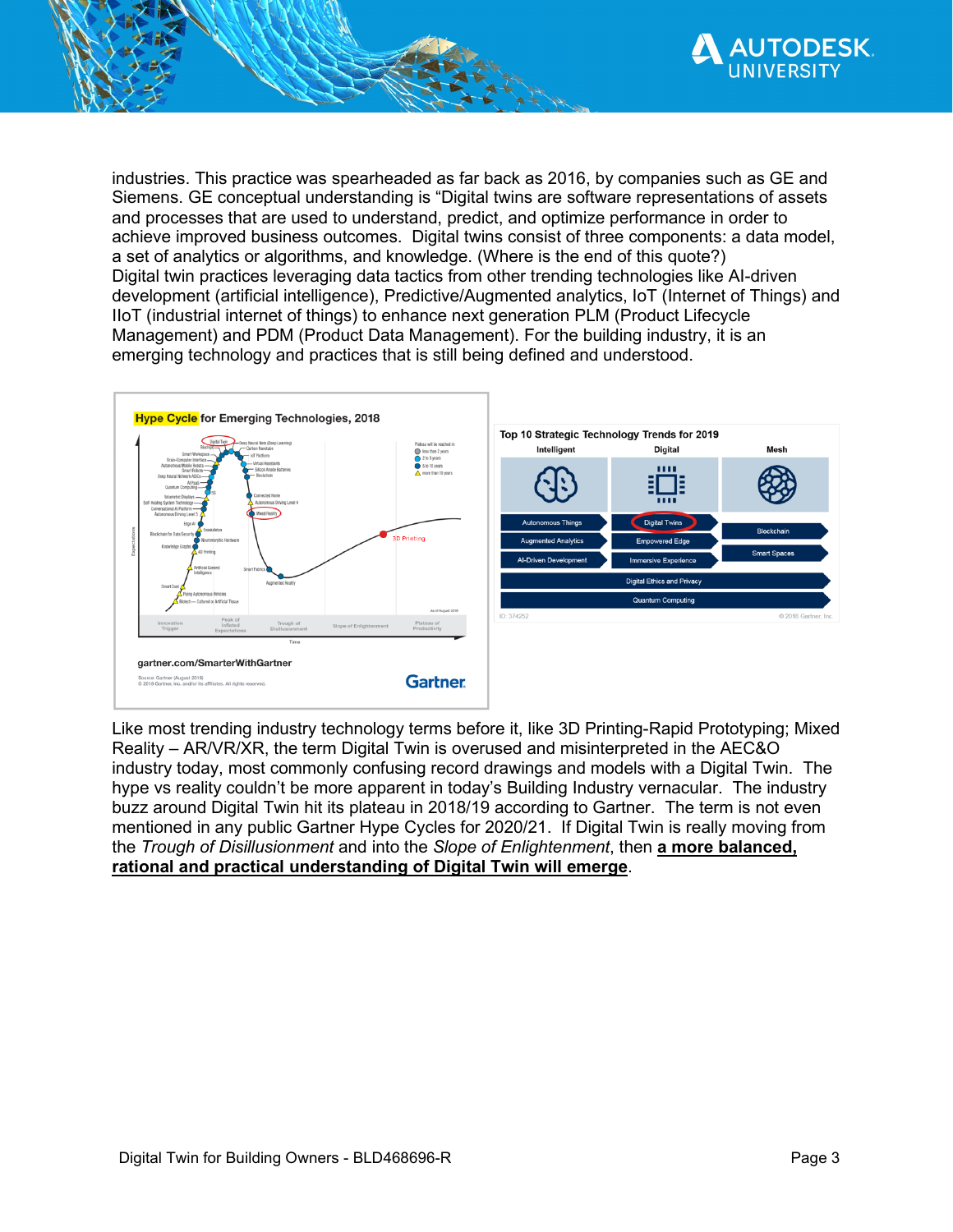industries. This practice was spearheaded as far back as 2016, by companies such as GE and Siemens. GE conceptual understanding is "Digital twins are software representations of assets and processes that are used to understand, predict, and optimize performance in order to achieve improved business outcomes. Digital twins consist of three components: a data model, a set of analytics or algorithms, and knowledge. (Where is the end of this quote?) Digital twin practices leveraging data tactics from other trending technologies like AI-driven development (artificial intelligence), Predictive/Augmented analytics, IoT (Internet of Things) and IIoT (industrial internet of things) to enhance next generation PLM (Product Lifecycle Management) and PDM (Product Data Management). For the building industry, it is an emerging technology and practices that is still being defined and understood.

Like most trending industry technology terms before it, like 3D Printing-Rapid Prototyping; Mixed Reality – AR/VR/XR, the term Digital Twin is overused and misinterpreted in the AEC&O industry today, most commonly confusing record drawings and models with a Digital Twin. The hype vs reality couldn't be more apparent in today's Building Industry vernacular. The industry buzz around Digital Twin hit its plateau in 2018/19 according to Gartner. The term is not even mentioned in any public Gartner Hype Cycles for 2020/21. If Digital Twin is really moving from the *Trough of Disillusionment* and into the *Slope of Enlightenment*, then **a more balanced, rational and practical understanding of Digital Twin will emerge**.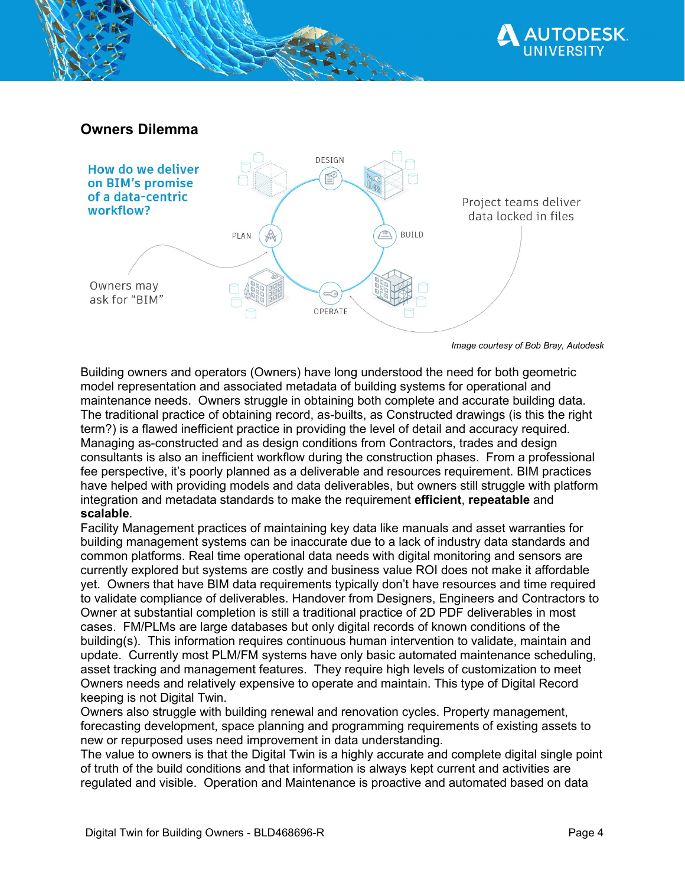## Owners Dilemma

How do we deliver on BIM's promise of a data-centric workflow?

DESIGN

PLAN

BUILD

OPERATE

Project teams deliver data locked in files

Owners may ask for "BIM"

*Image courtesy of Bob Bray, Autodesk*

Building owners and operators (Owners) have long understood the need for both geometric model representation and associated metadata of building systems for operational and maintenance needs. Owners struggle in obtaining both complete and accurate building data. The traditional practice of obtaining record, as-builts, as Constructed drawings (is this the right term?) is a flawed inefficient practice in providing the level of detail and accuracy required. Managing as-constructed and as design conditions from Contractors, trades and design consultants is also an inefficient workflow during the construction phases. From a professional fee perspective, it's poorly planned as a deliverable and resources requirement. BIM practices have helped with providing models and data deliverables, but owners still struggle with platform integration and metadata standards to make the requirement **efficient**, **repeatable** and **scalable**.

Facility Management practices of maintaining key data like manuals and asset warranties for building management systems can be inaccurate due to a lack of industry data standards and common platforms. Real time operational data needs with digital monitoring and sensors are currently explored but systems are costly and business value ROI does not make it affordable yet. Owners that have BIM data requirements typically don't have resources and time required to validate compliance of deliverables. Handover from Designers, Engineers and Contractors to Owner at substantial completion is still a traditional practice of 2D PDF deliverables in most cases. FM/PLMs are large databases but only digital records of known conditions of the building(s). This information requires continuous human intervention to validate, maintain and update. Currently most PLM/FM systems have only basic automated maintenance scheduling, asset tracking and management features. They require high levels of customization to meet Owners needs and relatively expensive to operate and maintain. This type of Digital Record keeping is not Digital Twin.

Owners also struggle with building renewal and renovation cycles. Property management, forecasting development, space planning and programming requirements of existing assets to new or repurposed uses need improvement in data understanding.

The value to owners is that the Digital Twin is a highly accurate and complete digital single point of truth of the build conditions and that information is always kept current and activities are regulated and visible. Operation and Maintenance is proactive and automated based on data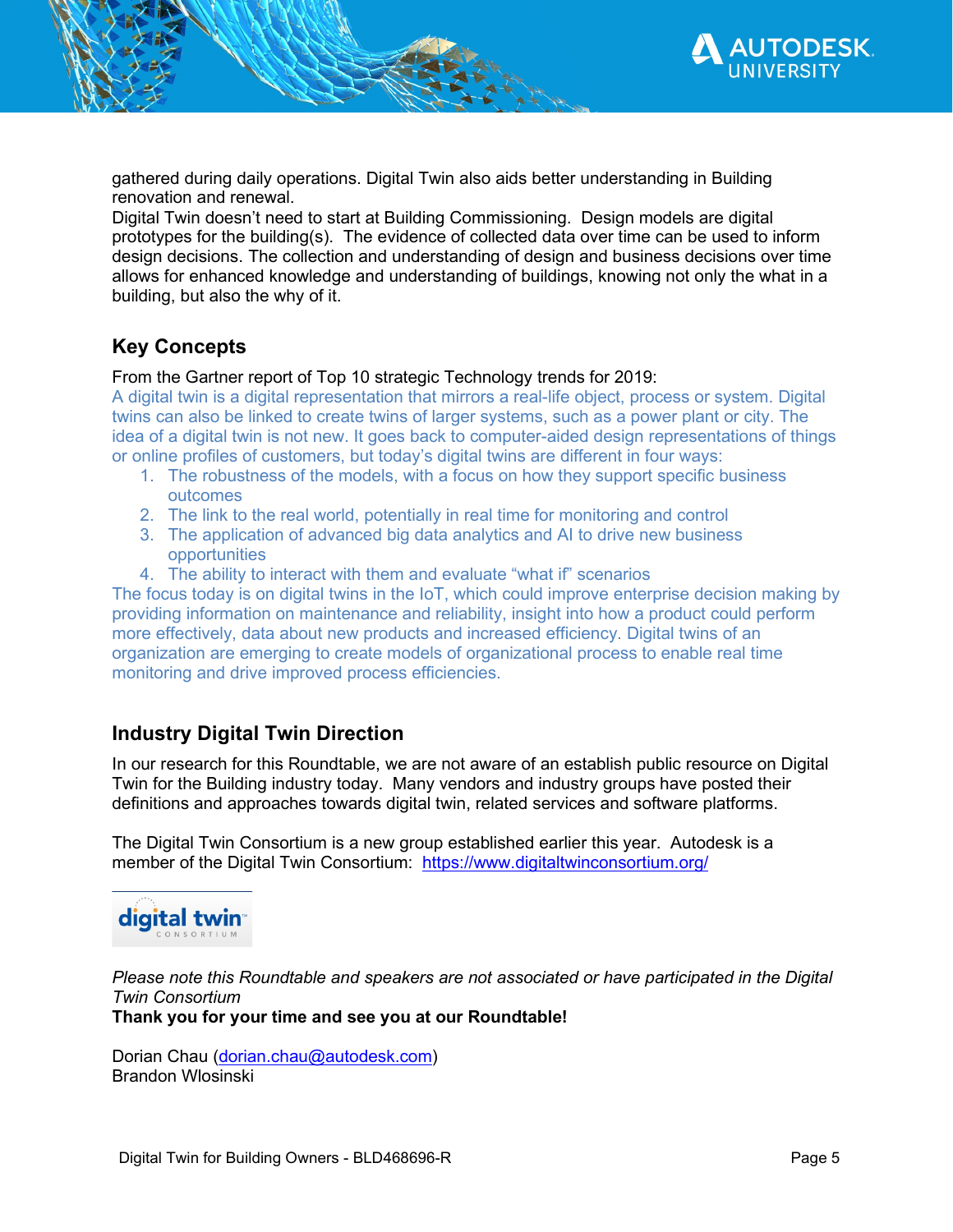gathered during daily operations. Digital Twin also aids better understanding in Building renovation and renewal.
Digital Twin doesn't need to start at Building Commissioning. Design models are digital prototypes for the building(s). The evidence of collected data over time can be used to inform design decisions. The collection and understanding of design and business decisions over time allows for enhanced knowledge and understanding of buildings, knowing not only the what in a building, but also the why of it.

## Key Concepts

From the Gartner report of Top 10 strategic Technology trends for 2019:
A digital twin is a digital representation that mirrors a real-life object, process or system. Digital twins can also be linked to create twins of larger systems, such as a power plant or city. The idea of a digital twin is not new. It goes back to computer-aided design representations of things or online profiles of customers, but today's digital twins are different in four ways:

1. The robustness of the models, with a focus on how they support specific business outcomes
2. The link to the real world, potentially in real time for monitoring and control
3. The application of advanced big data analytics and AI to drive new business opportunities
4. The ability to interact with them and evaluate "what if" scenarios

The focus today is on digital twins in the IoT, which could improve enterprise decision making by providing information on maintenance and reliability, insight into how a product could perform more effectively, data about new products and increased efficiency. Digital twins of an organization are emerging to create models of organizational process to enable real time monitoring and drive improved process efficiencies.

## Industry Digital Twin Direction

In our research for this Roundtable, we are not aware of an establish public resource on Digital Twin for the Building industry today. Many vendors and industry groups have posted their definitions and approaches towards digital twin, related services and software platforms.

The Digital Twin Consortium is a new group established earlier this year. Autodesk is a member of the Digital Twin Consortium: https://www.digitaltwinconsortium.org/

digital twin CONSORTIUM

*Please note this Roundtable and speakers are not associated or have participated in the Digital Twin Consortium*
**Thank you for your time and see you at our Roundtable!**

Dorian Chau (dorian.chau@autodesk.com)
Brandon Wlosinski